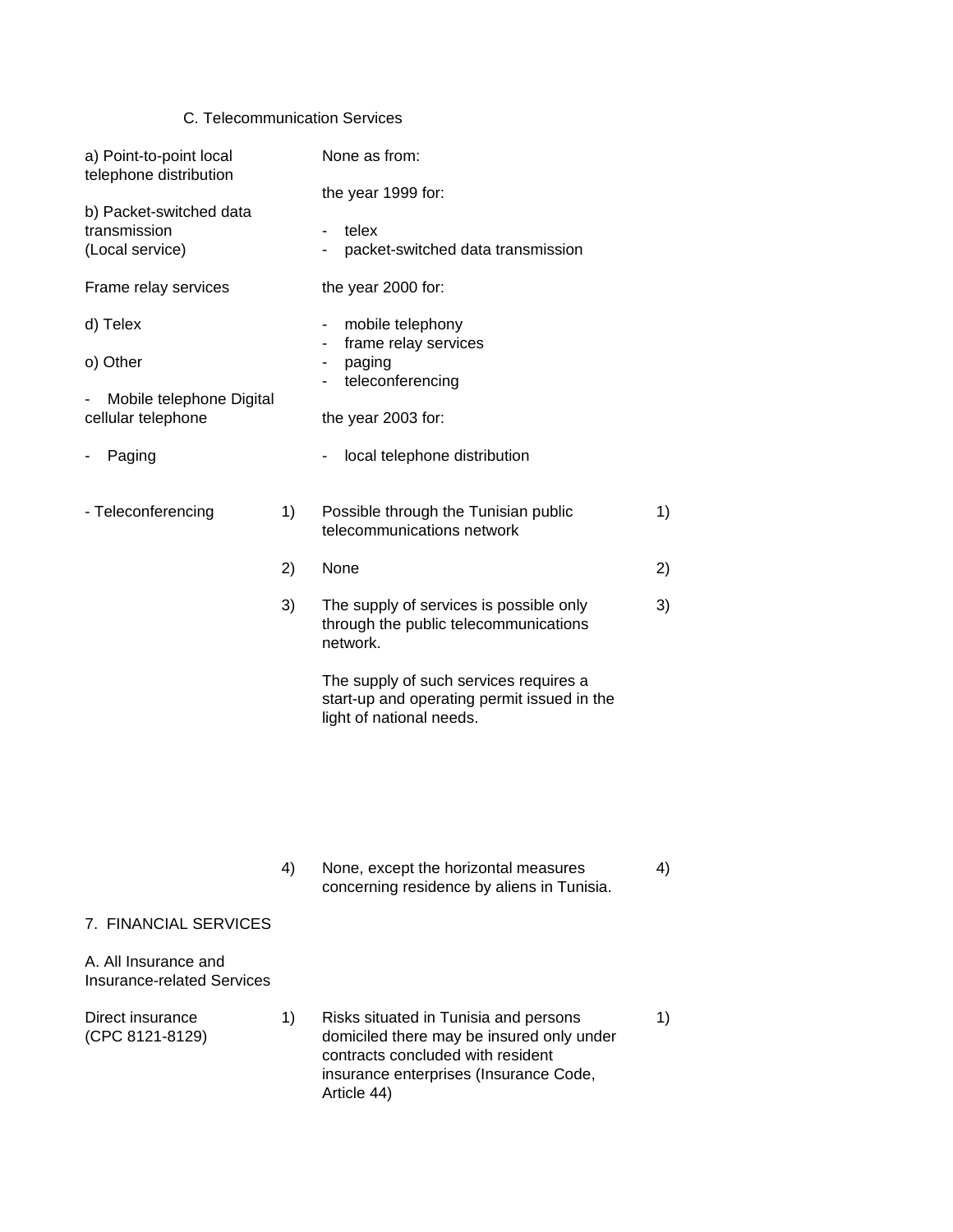C. Telecommunication Services

| Sector or sub-sector | | Limitations on market access | | |
|---|---|---|---|---|
| a) Point-to-point local telephone distribution<br><br>b) Packet-switched data transmission (Local service)<br><br>Frame relay services<br><br>d) Telex<br><br>o) Other<br><br>- Mobile telephone Digital cellular telephone<br><br>- Paging | | None as from:<br><br>the year 1999 for:<br><br>- telex<br>- packet-switched data transmission<br><br>the year 2000 for:<br><br>- mobile telephony<br>- frame relay services<br>- paging<br>- teleconferencing<br><br>the year 2003 for:<br><br>- local telephone distribution | | |
| - Teleconferencing | 1) | Possible through the Tunisian public telecommunications network | 1) | |
| | 2) | None | 2) | |
| | 3) | The supply of services is possible only through the public telecommunications network.<br><br>The supply of such services requires a start-up and operating permit issued in the light of national needs. | 3) | |
| | 4) | None, except the horizontal measures concerning residence by aliens in Tunisia. | 4) | |
| 7. FINANCIAL SERVICES | | | | |
| A. All Insurance and Insurance-related Services | | | | |
| Direct insurance (CPC 8121-8129) | 1) | Risks situated in Tunisia and persons domiciled there may be insured only under contracts concluded with resident insurance enterprises (Insurance Code, Article 44) | 1) | |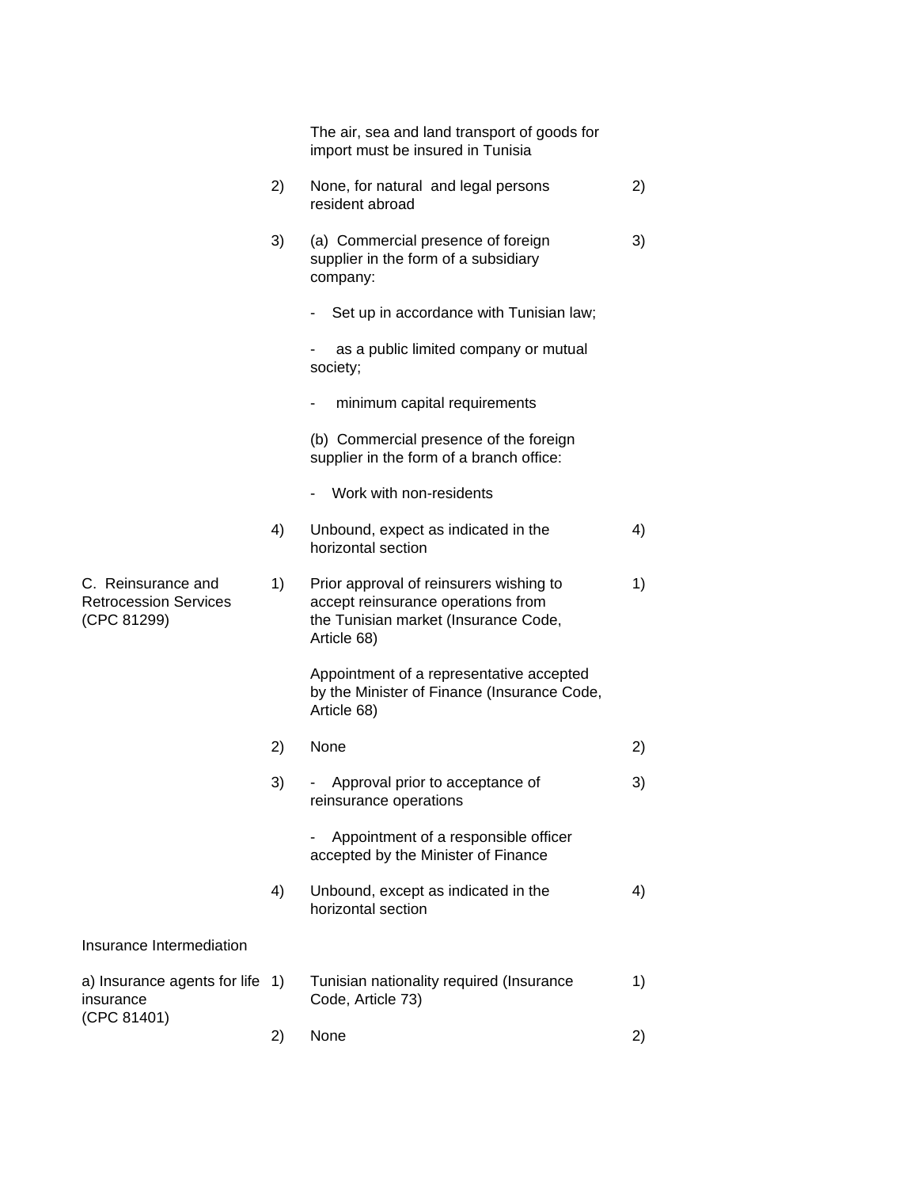| Sector or sub-sector | Mode | Limitations on market access | Mode | Limitations on national treatment |
|---|---|---|---|---|
| | | The air, sea and land transport of goods for import must be insured in Tunisia | | |
| | 2) | None, for natural and legal persons resident abroad | 2) | |
| | 3) | (a) Commercial presence of foreign supplier in the form of a subsidiary company:<br><br>- Set up in accordance with Tunisian law;<br><br>- as a public limited company or mutual society;<br><br>- minimum capital requirements<br><br>(b) Commercial presence of the foreign supplier in the form of a branch office:<br><br>- Work with non-residents | 3) | |
| | 4) | Unbound, expect as indicated in the horizontal section | 4) | |
| C. Reinsurance and Retrocession Services (CPC 81299) | 1) | Prior approval of reinsurers wishing to accept reinsurance operations from the Tunisian market (Insurance Code, Article 68)<br><br>Appointment of a representative accepted by the Minister of Finance (Insurance Code, Article 68) | 1) | |
| | 2) | None | 2) | |
| | 3) | - Approval prior to acceptance of reinsurance operations<br><br>- Appointment of a responsible officer accepted by the Minister of Finance | 3) | |
| | 4) | Unbound, except as indicated in the horizontal section | 4) | |
| Insurance Intermediation | | | | |
| a) Insurance agents for life insurance (CPC 81401) | 1) | Tunisian nationality required (Insurance Code, Article 73) | 1) | |
| | 2) | None | 2) | |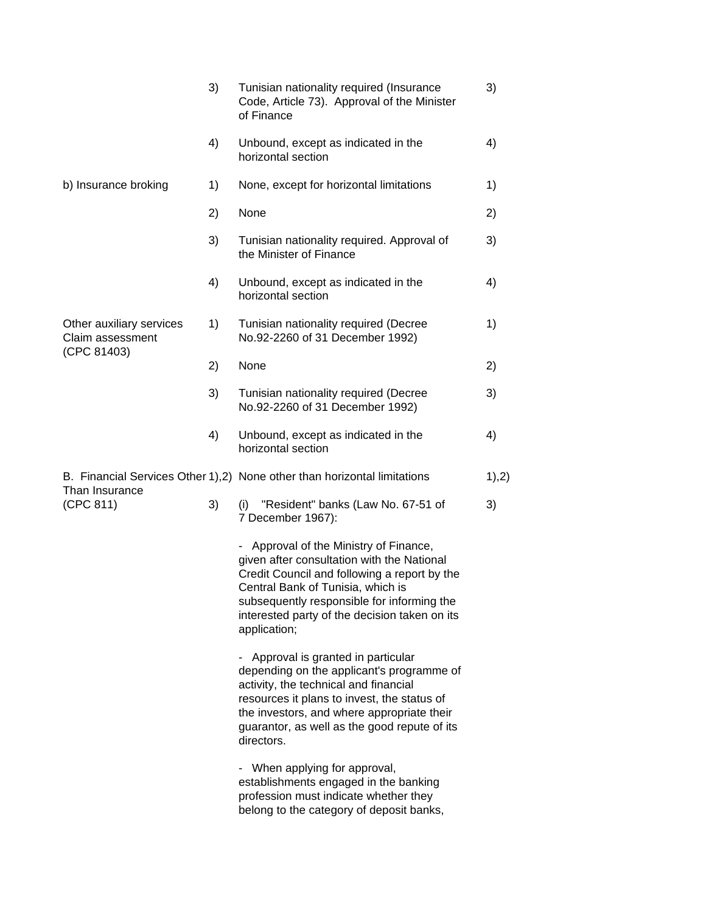| | | | |
|---|---|---|---|
| | 3) | Tunisian nationality required (Insurance Code, Article 73). Approval of the Minister of Finance | 3) |
| | 4) | Unbound, except as indicated in the horizontal section | 4) |
| b) Insurance broking | 1) | None, except for horizontal limitations | 1) |
| | 2) | None | 2) |
| | 3) | Tunisian nationality required. Approval of the Minister of Finance | 3) |
| | 4) | Unbound, except as indicated in the horizontal section | 4) |
| Other auxiliary services Claim assessment (CPC 81403) | 1) | Tunisian nationality required (Decree No.92-2260 of 31 December 1992) | 1) |
| | 2) | None | 2) |
| | 3) | Tunisian nationality required (Decree No.92-2260 of 31 December 1992) | 3) |
| | 4) | Unbound, except as indicated in the horizontal section | 4) |
| B. Financial Services Other Than Insurance (CPC 811) | 1),2) | None other than horizontal limitations | 1),2) |
| | 3) | (i) "Resident" banks (Law No. 67-51 of 7 December 1967):<br><br>- Approval of the Ministry of Finance, given after consultation with the National Credit Council and following a report by the Central Bank of Tunisia, which is subsequently responsible for informing the interested party of the decision taken on its application;<br><br>- Approval is granted in particular depending on the applicant's programme of activity, the technical and financial resources it plans to invest, the status of the investors, and where appropriate their guarantor, as well as the good repute of its directors.<br><br>- When applying for approval, establishments engaged in the banking profession must indicate whether they belong to the category of deposit banks, | 3) |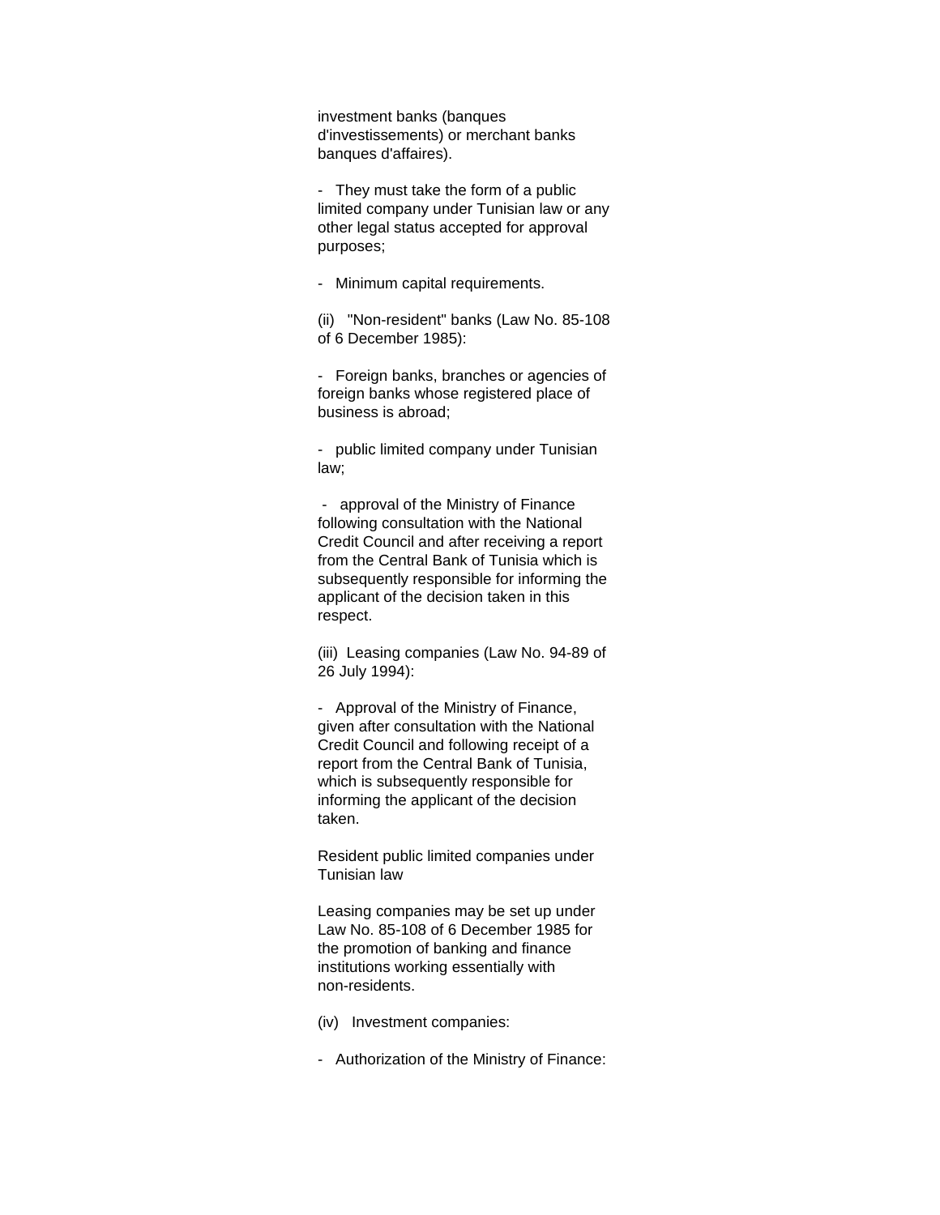investment banks (banques d'investissements) or merchant banks banques d'affaires).

- They must take the form of a public limited company under Tunisian law or any other legal status accepted for approval purposes;

- Minimum capital requirements.

(ii) "Non-resident" banks (Law No. 85-108 of 6 December 1985):

- Foreign banks, branches or agencies of foreign banks whose registered place of business is abroad;

- public limited company under Tunisian law;

- approval of the Ministry of Finance following consultation with the National Credit Council and after receiving a report from the Central Bank of Tunisia which is subsequently responsible for informing the applicant of the decision taken in this respect.

(iii) Leasing companies (Law No. 94-89 of 26 July 1994):

- Approval of the Ministry of Finance, given after consultation with the National Credit Council and following receipt of a report from the Central Bank of Tunisia, which is subsequently responsible for informing the applicant of the decision taken.

Resident public limited companies under Tunisian law

Leasing companies may be set up under Law No. 85-108 of 6 December 1985 for the promotion of banking and finance institutions working essentially with non-residents.

(iv) Investment companies:

- Authorization of the Ministry of Finance: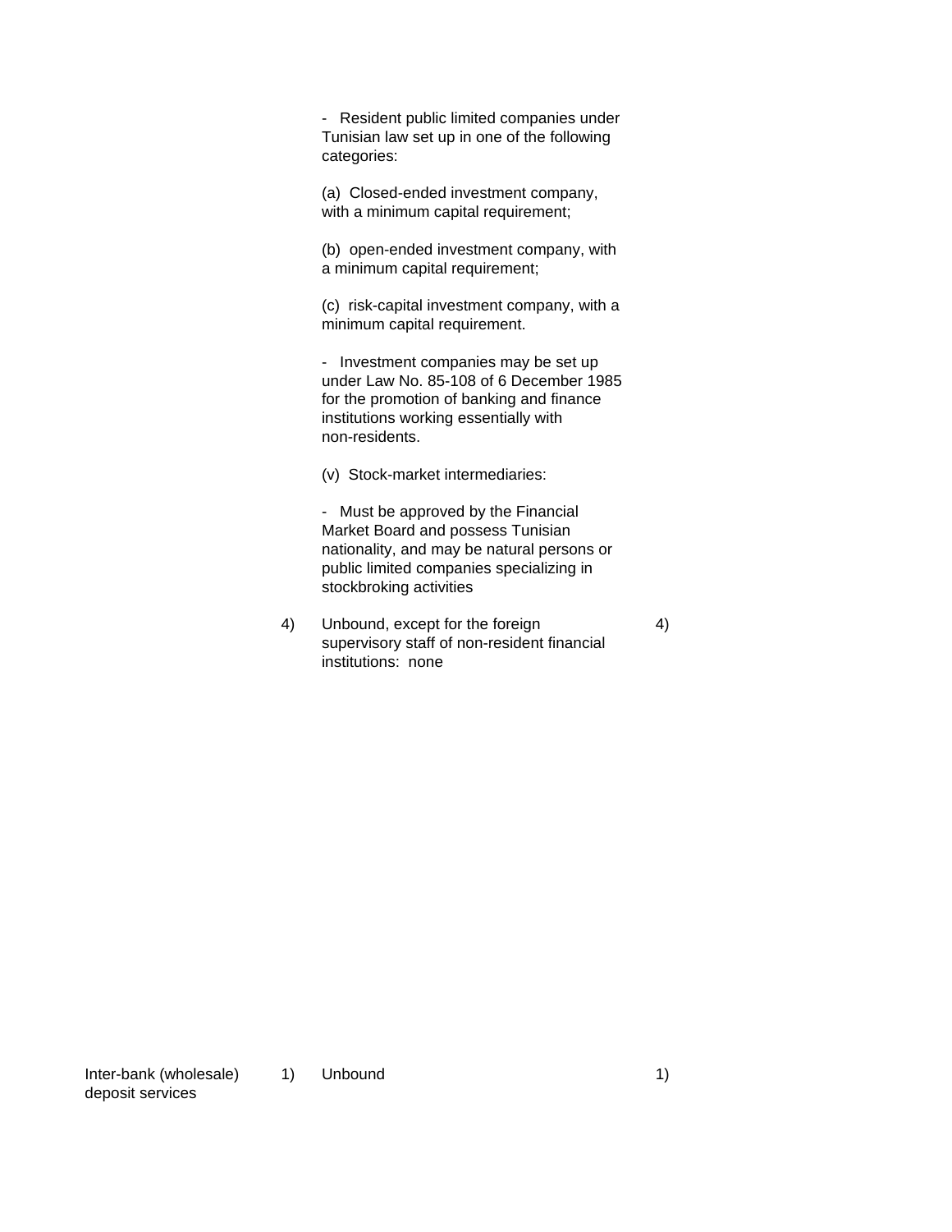| Sector or subsector | Limitations on market access | | Limitations on national treatment | |
|---|---|---|---|---|
| | | - Resident public limited companies under Tunisian law set up in one of the following categories:<br><br>(a) Closed-ended investment company, with a minimum capital requirement;<br><br>(b) open-ended investment company, with a minimum capital requirement;<br><br>(c) risk-capital investment company, with a minimum capital requirement.<br><br>- Investment companies may be set up under Law No. 85-108 of 6 December 1985 for the promotion of banking and finance institutions working essentially with non-residents.<br><br>(v) Stock-market intermediaries:<br><br>- Must be approved by the Financial Market Board and possess Tunisian nationality, and may be natural persons or public limited companies specializing in stockbroking activities | | |
| | 4) | Unbound, except for the foreign supervisory staff of non-resident financial institutions: none | 4) | |
| Inter-bank (wholesale) deposit services | 1) | Unbound | 1) | |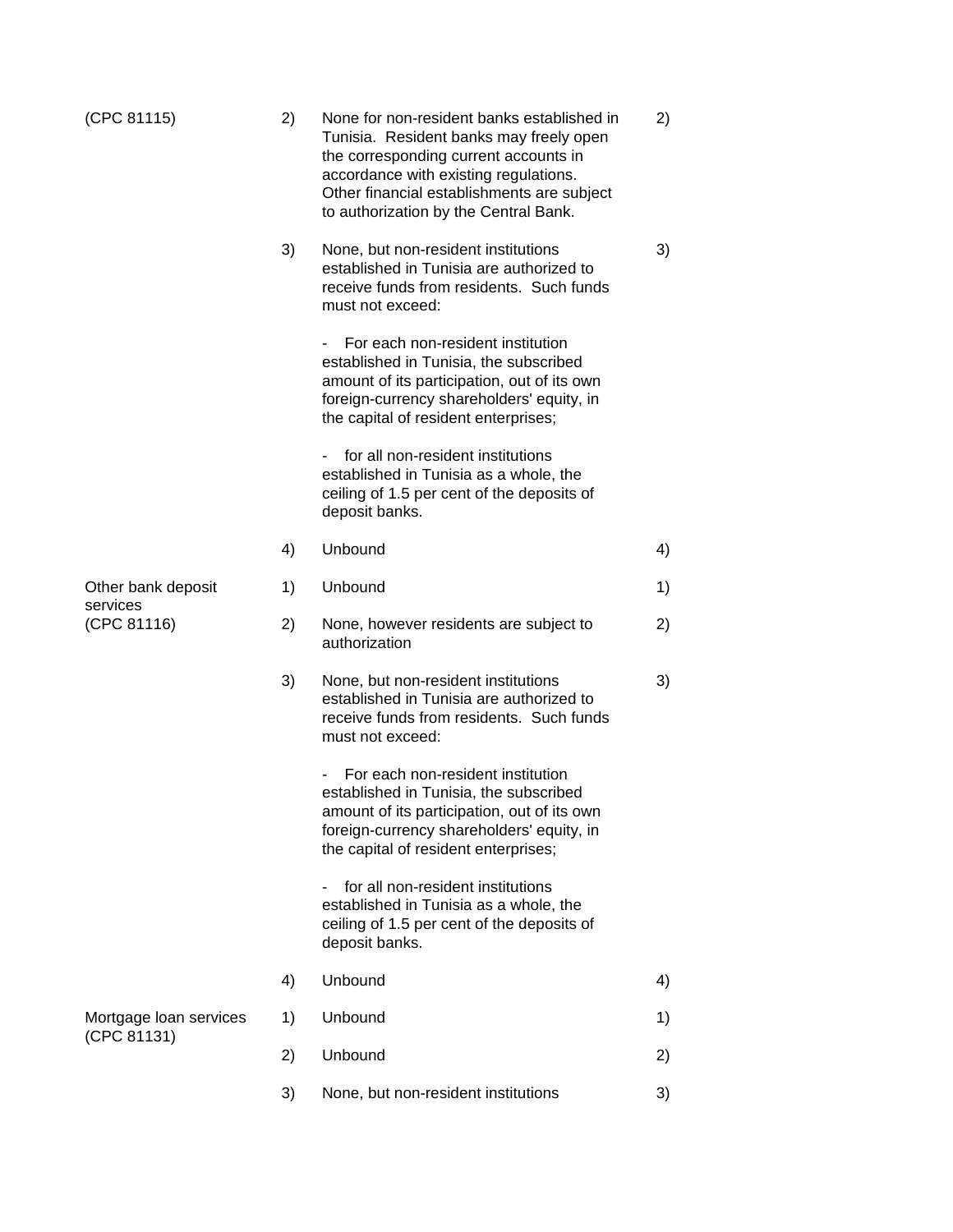| Sector or sub-sector | Mode | Limitations on market access | Mode | Limitations on national treatment |
|---|---|---|---|---|
| (CPC 81115) | 2) | None for non-resident banks established in Tunisia. Resident banks may freely open the corresponding current accounts in accordance with existing regulations. Other financial establishments are subject to authorization by the Central Bank. | 2) | |
| | 3) | None, but non-resident institutions established in Tunisia are authorized to receive funds from residents. Such funds must not exceed:<br><br>- For each non-resident institution established in Tunisia, the subscribed amount of its participation, out of its own foreign-currency shareholders' equity, in the capital of resident enterprises;<br><br>- for all non-resident institutions established in Tunisia as a whole, the ceiling of 1.5 per cent of the deposits of deposit banks. | 3) | |
| | 4) | Unbound | 4) | |
| Other bank deposit services (CPC 81116) | 1) | Unbound | 1) | |
| | 2) | None, however residents are subject to authorization | 2) | |
| | 3) | None, but non-resident institutions established in Tunisia are authorized to receive funds from residents. Such funds must not exceed:<br><br>- For each non-resident institution established in Tunisia, the subscribed amount of its participation, out of its own foreign-currency shareholders' equity, in the capital of resident enterprises;<br><br>- for all non-resident institutions established in Tunisia as a whole, the ceiling of 1.5 per cent of the deposits of deposit banks. | 3) | |
| | 4) | Unbound | 4) | |
| Mortgage loan services (CPC 81131) | 1) | Unbound | 1) | |
| | 2) | Unbound | 2) | |
| | 3) | None, but non-resident institutions | 3) | |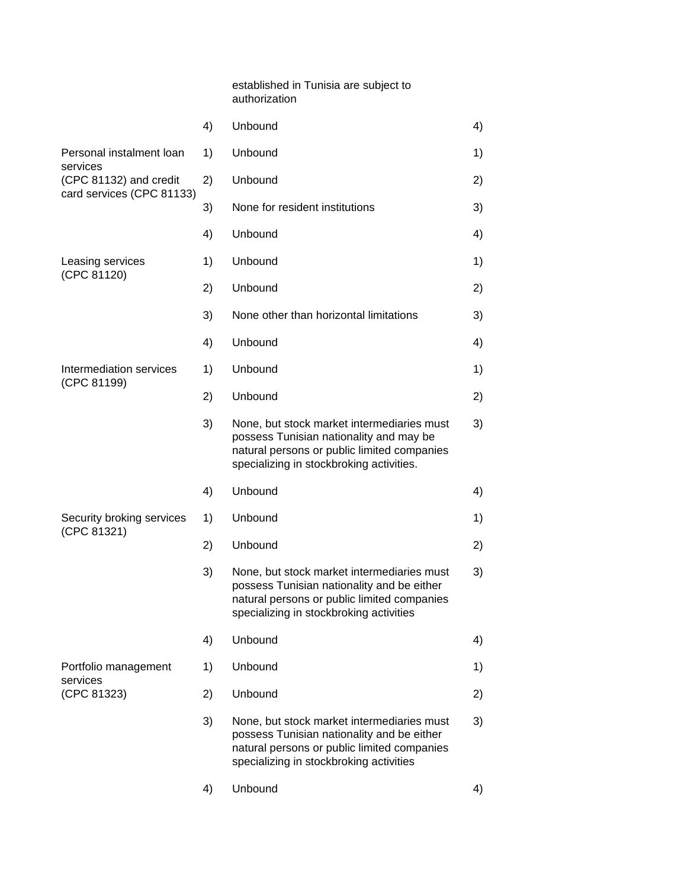| | | | |
|---|---|---|---|
| | | established in Tunisia are subject to authorization | |
| | 4) | Unbound | 4) |
| Personal instalment loan services (CPC 81132) and credit card services (CPC 81133) | 1) | Unbound | 1) |
| | 2) | Unbound | 2) |
| | 3) | None for resident institutions | 3) |
| | 4) | Unbound | 4) |
| Leasing services (CPC 81120) | 1) | Unbound | 1) |
| | 2) | Unbound | 2) |
| | 3) | None other than horizontal limitations | 3) |
| | 4) | Unbound | 4) |
| Intermediation services (CPC 81199) | 1) | Unbound | 1) |
| | 2) | Unbound | 2) |
| | 3) | None, but stock market intermediaries must possess Tunisian nationality and may be natural persons or public limited companies specializing in stockbroking activities. | 3) |
| | 4) | Unbound | 4) |
| Security broking services (CPC 81321) | 1) | Unbound | 1) |
| | 2) | Unbound | 2) |
| | 3) | None, but stock market intermediaries must possess Tunisian nationality and be either natural persons or public limited companies specializing in stockbroking activities | 3) |
| | 4) | Unbound | 4) |
| Portfolio management services (CPC 81323) | 1) | Unbound | 1) |
| | 2) | Unbound | 2) |
| | 3) | None, but stock market intermediaries must possess Tunisian nationality and be either natural persons or public limited companies specializing in stockbroking activities | 3) |
| | 4) | Unbound | 4) |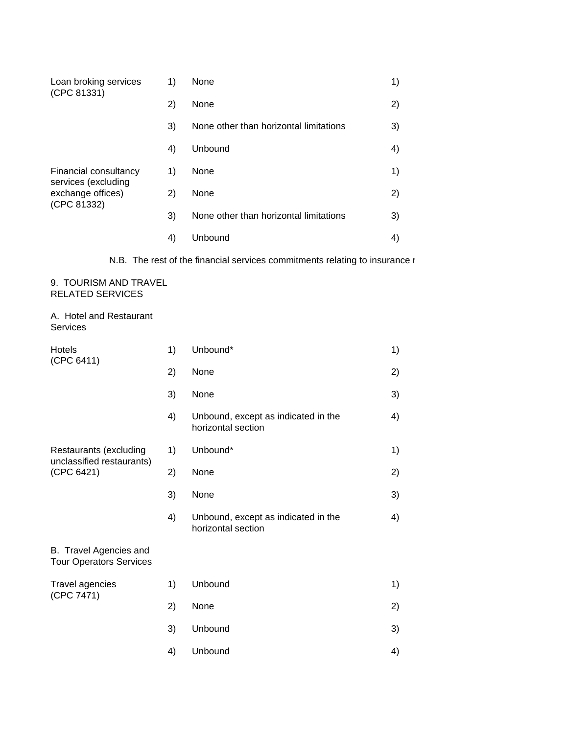| | | | |
|---|---|---|---|
| Loan broking services (CPC 81331) | 1) | None | 1) |
| | 2) | None | 2) |
| | 3) | None other than horizontal limitations | 3) |
| | 4) | Unbound | 4) |
| Financial consultancy services (excluding exchange offices) (CPC 81332) | 1) | None | 1) |
| | 2) | None | 2) |
| | 3) | None other than horizontal limitations | 3) |
| | 4) | Unbound | 4) |

N.B. The rest of the financial services commitments relating to insurance r

9. TOURISM AND TRAVEL RELATED SERVICES

A. Hotel and Restaurant Services

| | | | |
|---|---|---|---|
| Hotels (CPC 6411) | 1) | Unbound* | 1) |
| | 2) | None | 2) |
| | 3) | None | 3) |
| | 4) | Unbound, except as indicated in the horizontal section | 4) |
| Restaurants (excluding unclassified restaurants) (CPC 6421) | 1) | Unbound* | 1) |
| | 2) | None | 2) |
| | 3) | None | 3) |
| | 4) | Unbound, except as indicated in the horizontal section | 4) |

B. Travel Agencies and Tour Operators Services

| | | | |
|---|---|---|---|
| Travel agencies (CPC 7471) | 1) | Unbound | 1) |
| | 2) | None | 2) |
| | 3) | Unbound | 3) |
| | 4) | Unbound | 4) |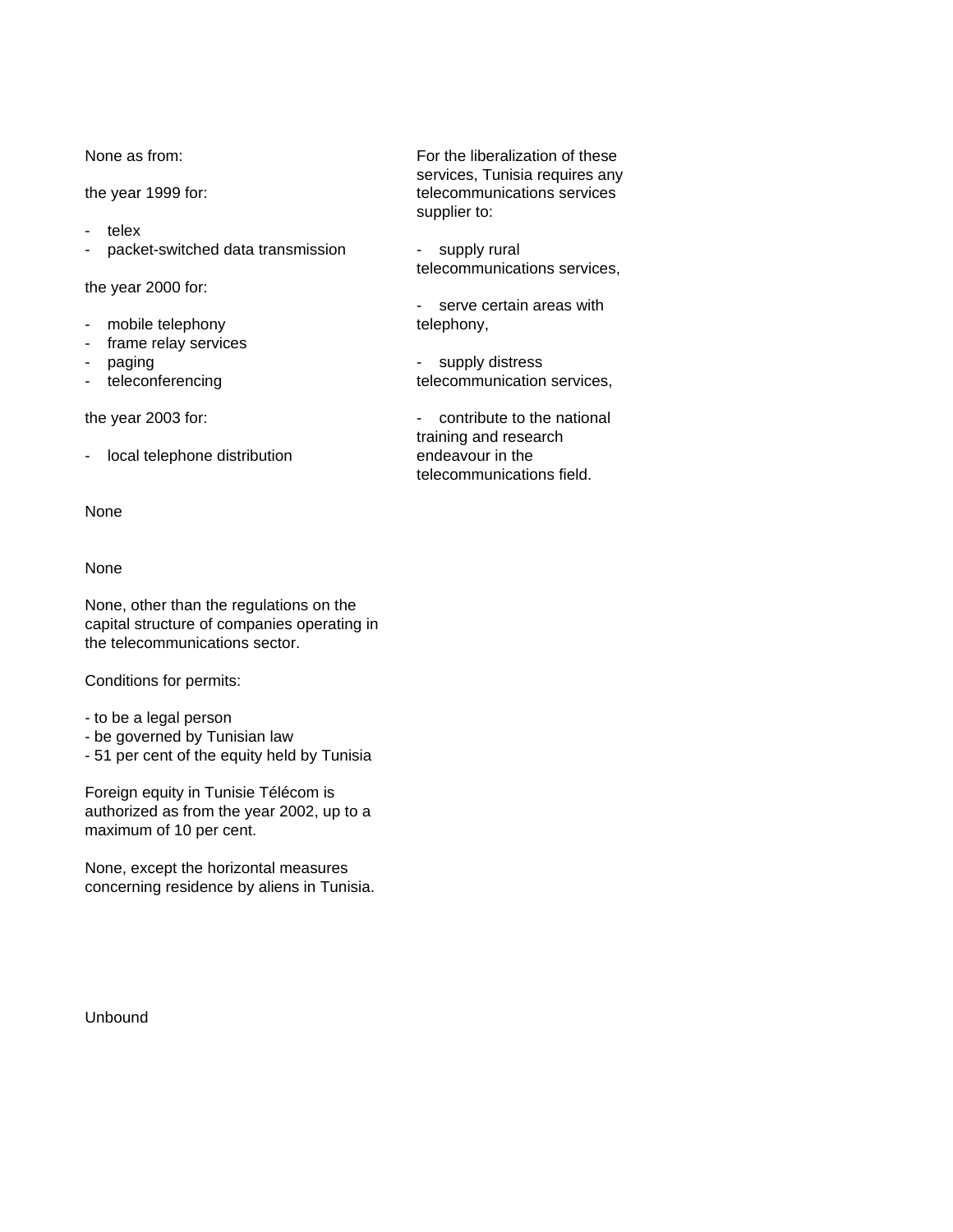None as from:

the year 1999 for:

- telex
- packet-switched data transmission

the year 2000 for:

- mobile telephony
- frame relay services
- paging
- teleconferencing

the year 2003 for:

- local telephone distribution

For the liberalization of these services, Tunisia requires any telecommunications services supplier to:

- supply rural telecommunications services,
- serve certain areas with telephony,
- supply distress telecommunication services,
- contribute to the national training and research endeavour in the telecommunications field.

None

None

None, other than the regulations on the capital structure of companies operating in the telecommunications sector.

Conditions for permits:

- to be a legal person
- be governed by Tunisian law
- 51 per cent of the equity held by Tunisia

Foreign equity in Tunisie Télécom is authorized as from the year 2002, up to a maximum of 10 per cent.

None, except the horizontal measures concerning residence by aliens in Tunisia.

Unbound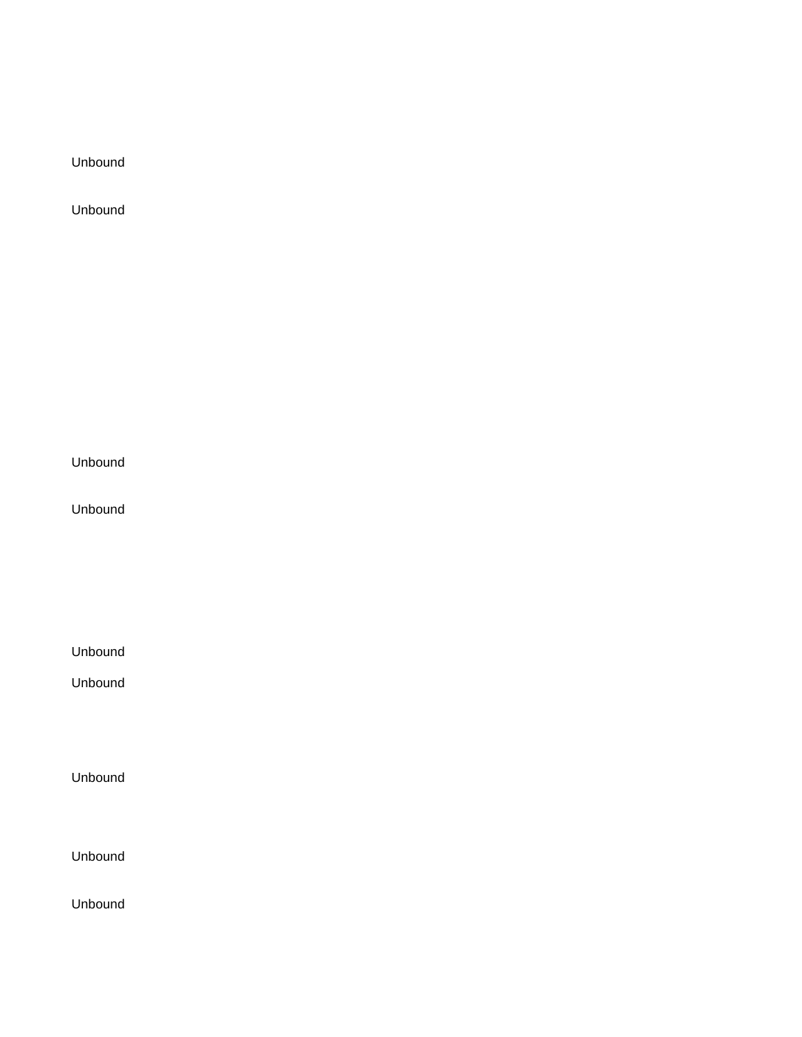Unbound

Unbound

Unbound

Unbound

Unbound

Unbound

Unbound

Unbound

Unbound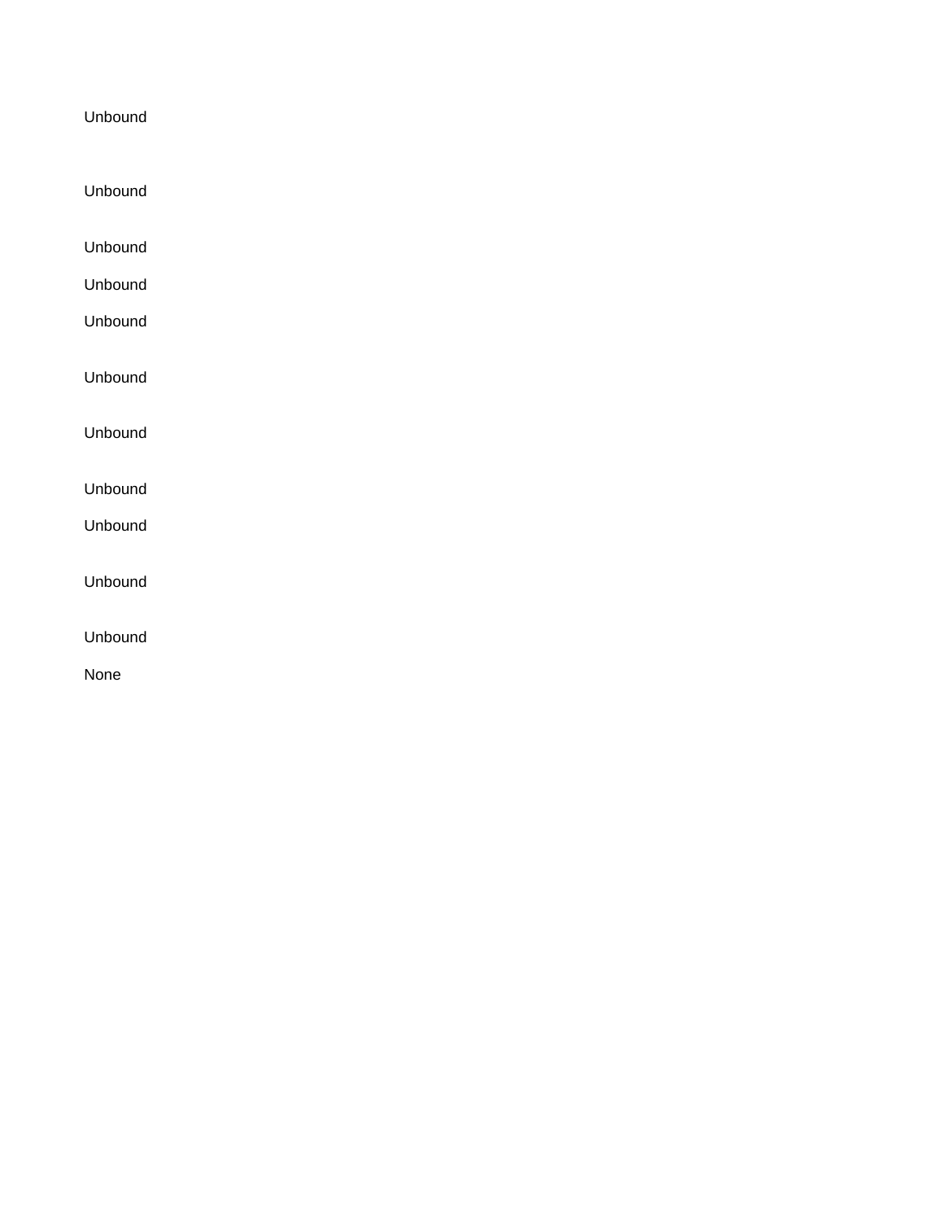Unbound

Unbound

Unbound

Unbound

Unbound

Unbound

Unbound

Unbound

Unbound

Unbound

Unbound

None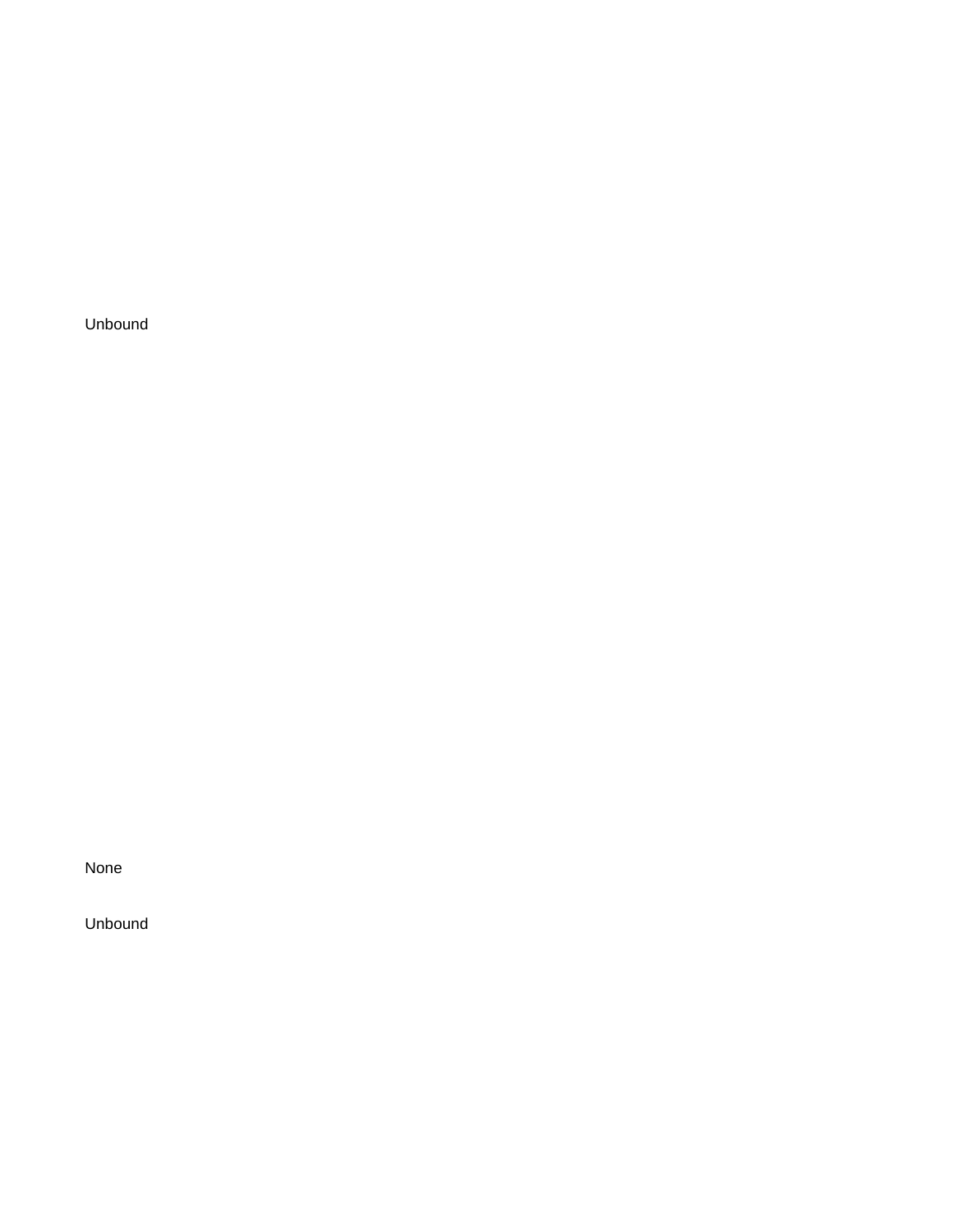Unbound

None

Unbound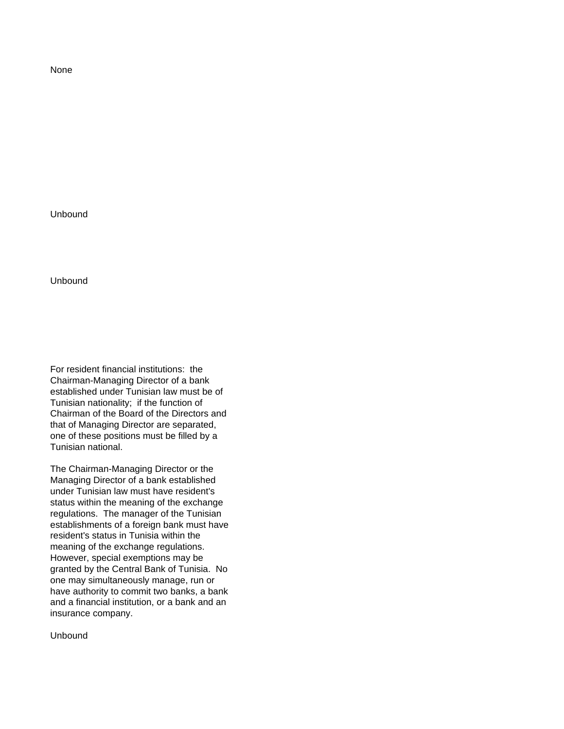None

Unbound

Unbound

For resident financial institutions: the Chairman-Managing Director of a bank established under Tunisian law must be of Tunisian nationality; if the function of Chairman of the Board of the Directors and that of Managing Director are separated, one of these positions must be filled by a Tunisian national.

The Chairman-Managing Director or the Managing Director of a bank established under Tunisian law must have resident's status within the meaning of the exchange regulations. The manager of the Tunisian establishments of a foreign bank must have resident's status in Tunisia within the meaning of the exchange regulations. However, special exemptions may be granted by the Central Bank of Tunisia. No one may simultaneously manage, run or have authority to commit two banks, a bank and a financial institution, or a bank and an insurance company.

Unbound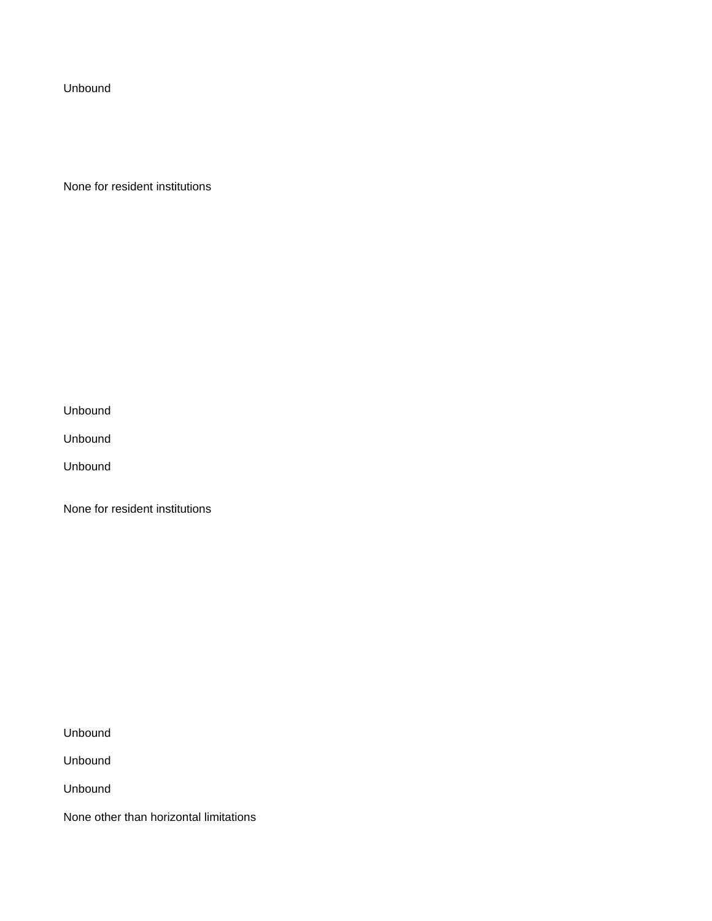Unbound

None for resident institutions

Unbound

Unbound

Unbound

None for resident institutions

Unbound

Unbound

Unbound

None other than horizontal limitations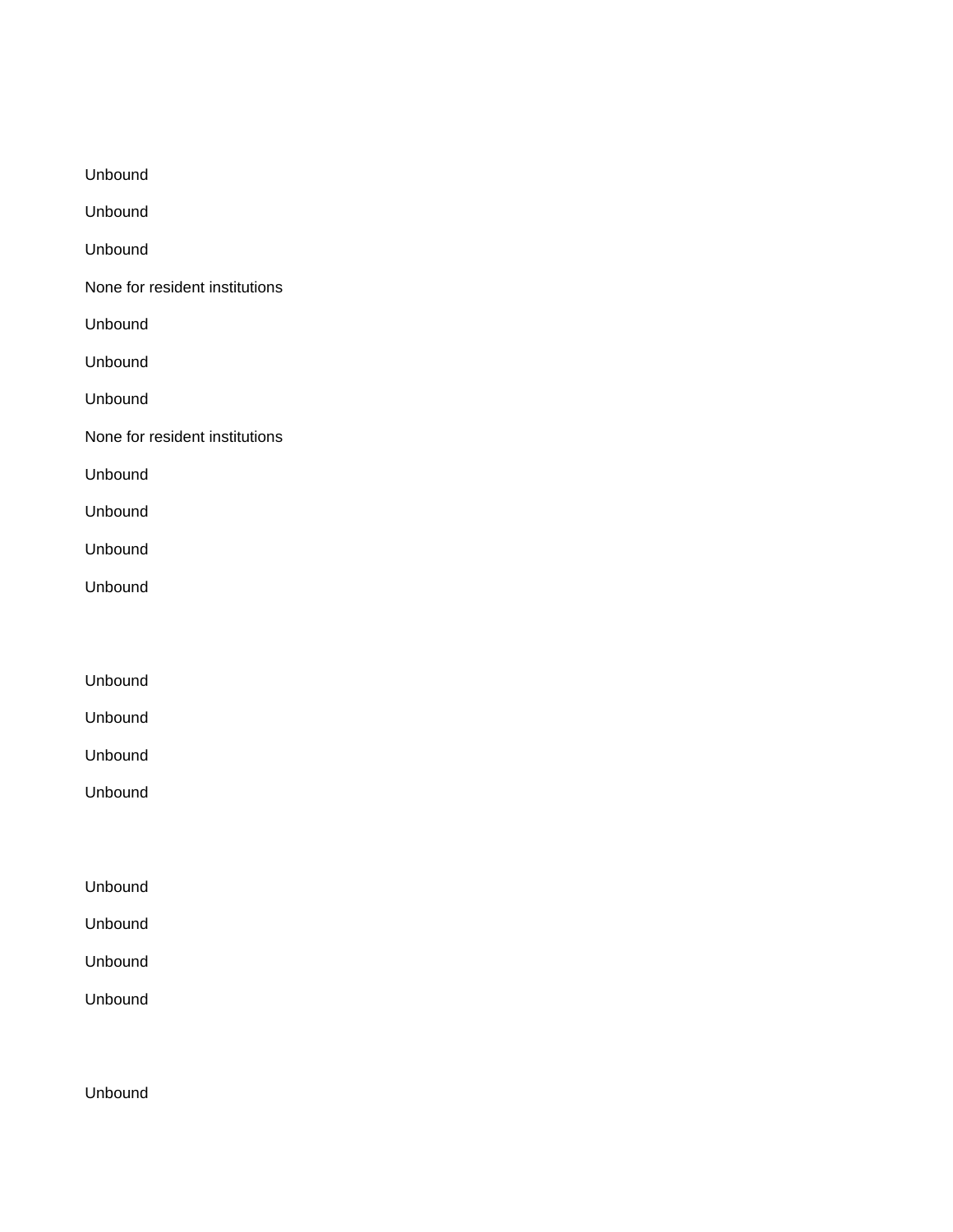Unbound

Unbound

Unbound

None for resident institutions

Unbound

Unbound

Unbound

None for resident institutions

Unbound

Unbound

Unbound

Unbound

Unbound

Unbound

Unbound

Unbound

Unbound

Unbound

Unbound

Unbound

Unbound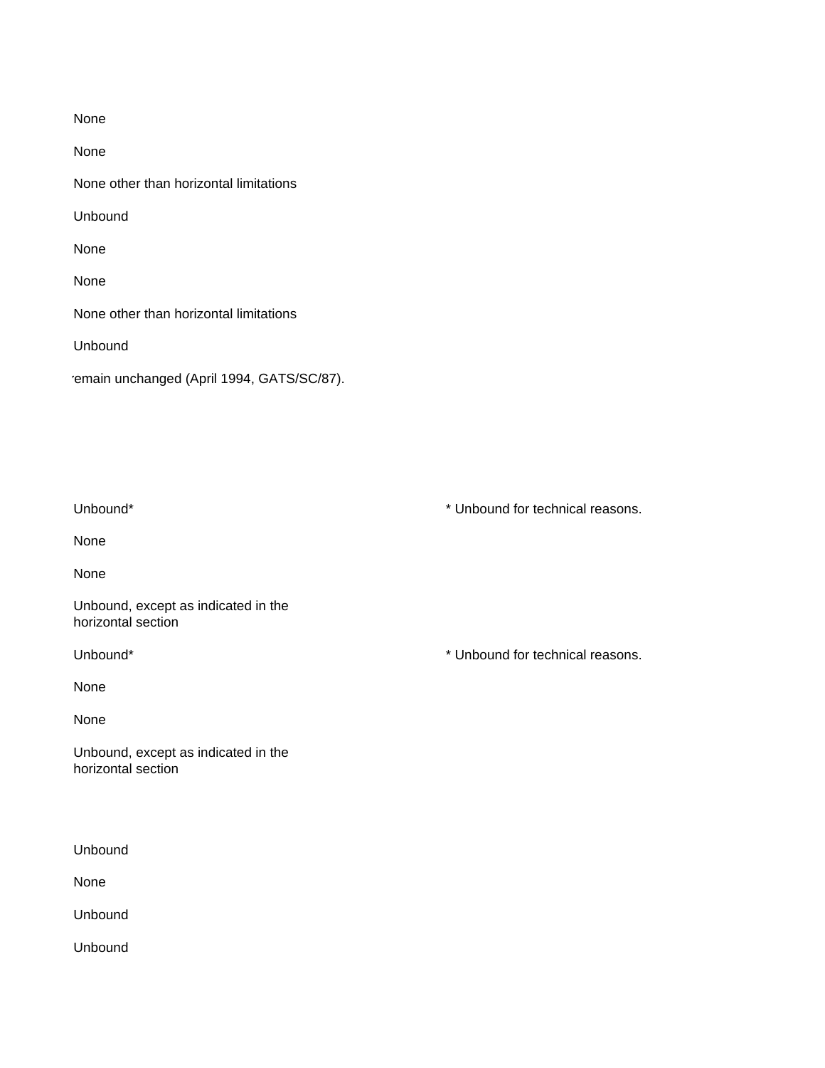None

None

None other than horizontal limitations

Unbound

None

None

None other than horizontal limitations

Unbound

remain unchanged (April 1994, GATS/SC/87).

| | |
|---|---|
| Unbound* | * Unbound for technical reasons. |
| None | |
| None | |
| Unbound, except as indicated in the horizontal section | |
| Unbound* | * Unbound for technical reasons. |
| None | |
| None | |
| Unbound, except as indicated in the horizontal section | |

Unbound

None

Unbound

Unbound